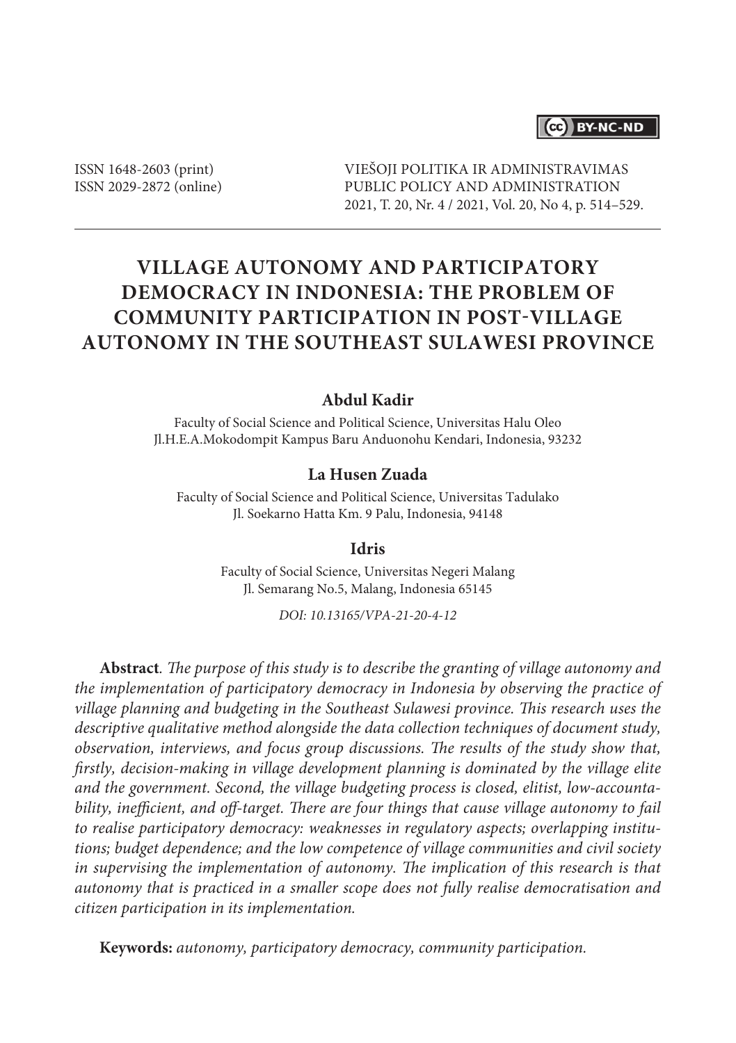ISSN 1648-2603 (print)
ISSN 2029-2872 (online)

VIEŠOJI POLITIKA IR ADMINISTRAVIMAS
PUBLIC POLICY AND ADMINISTRATION
2021, T. 20, Nr. 4 / 2021, Vol. 20, No 4, p. 514–529.

# VILLAGE AUTONOMY AND PARTICIPATORY DEMOCRACY IN INDONESIA: THE PROBLEM OF COMMUNITY PARTICIPATION IN POST-VILLAGE AUTONOMY IN THE SOUTHEAST SULAWESI PROVINCE

**Abdul Kadir**

Faculty of Social Science and Political Science, Universitas Halu Oleo
Jl.H.E.A.Mokodompit Kampus Baru Anduonohu Kendari, Indonesia, 93232

**La Husen Zuada**

Faculty of Social Science and Political Science, Universitas Tadulako
Jl. Soekarno Hatta Km. 9 Palu, Indonesia, 94148

**Idris**

Faculty of Social Science, Universitas Negeri Malang
Jl. Semarang No.5, Malang, Indonesia 65145

*DOI: 10.13165/VPA-21-20-4-12*

**Abstract**. *The purpose of this study is to describe the granting of village autonomy and the implementation of participatory democracy in Indonesia by observing the practice of village planning and budgeting in the Southeast Sulawesi province. This research uses the descriptive qualitative method alongside the data collection techniques of document study, observation, interviews, and focus group discussions. The results of the study show that, firstly, decision-making in village development planning is dominated by the village elite and the government. Second, the village budgeting process is closed, elitist, low-accountability, inefficient, and off-target. There are four things that cause village autonomy to fail to realise participatory democracy: weaknesses in regulatory aspects; overlapping institutions; budget dependence; and the low competence of village communities and civil society in supervising the implementation of autonomy. The implication of this research is that autonomy that is practiced in a smaller scope does not fully realise democratisation and citizen participation in its implementation.*

**Keywords:** *autonomy, participatory democracy, community participation.*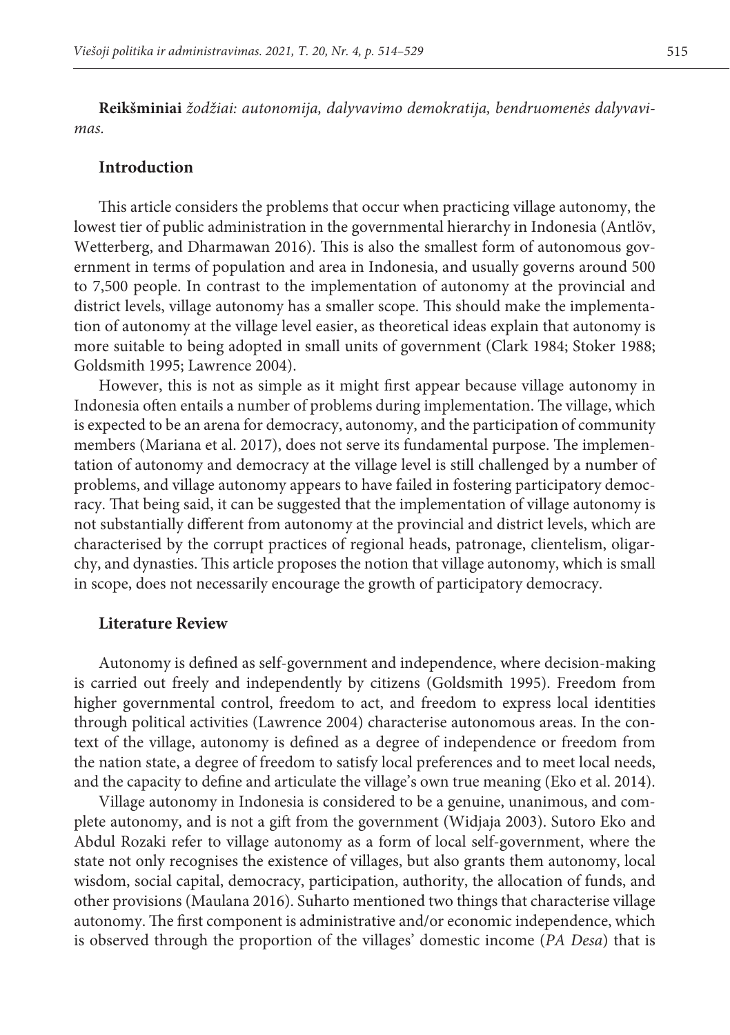**Reikšminiai** *žodžiai: autonomija, dalyvavimo demokratija, bendruomenės dalyvavimas.*

## Introduction

This article considers the problems that occur when practicing village autonomy, the lowest tier of public administration in the governmental hierarchy in Indonesia (Antlöv, Wetterberg, and Dharmawan 2016). This is also the smallest form of autonomous government in terms of population and area in Indonesia, and usually governs around 500 to 7,500 people. In contrast to the implementation of autonomy at the provincial and district levels, village autonomy has a smaller scope. This should make the implementation of autonomy at the village level easier, as theoretical ideas explain that autonomy is more suitable to being adopted in small units of government (Clark 1984; Stoker 1988; Goldsmith 1995; Lawrence 2004).

However, this is not as simple as it might first appear because village autonomy in Indonesia often entails a number of problems during implementation. The village, which is expected to be an arena for democracy, autonomy, and the participation of community members (Mariana et al. 2017), does not serve its fundamental purpose. The implementation of autonomy and democracy at the village level is still challenged by a number of problems, and village autonomy appears to have failed in fostering participatory democracy. That being said, it can be suggested that the implementation of village autonomy is not substantially different from autonomy at the provincial and district levels, which are characterised by the corrupt practices of regional heads, patronage, clientelism, oligarchy, and dynasties. This article proposes the notion that village autonomy, which is small in scope, does not necessarily encourage the growth of participatory democracy.

## Literature Review

Autonomy is defined as self-government and independence, where decision-making is carried out freely and independently by citizens (Goldsmith 1995). Freedom from higher governmental control, freedom to act, and freedom to express local identities through political activities (Lawrence 2004) characterise autonomous areas. In the context of the village, autonomy is defined as a degree of independence or freedom from the nation state, a degree of freedom to satisfy local preferences and to meet local needs, and the capacity to define and articulate the village's own true meaning (Eko et al. 2014).

Village autonomy in Indonesia is considered to be a genuine, unanimous, and complete autonomy, and is not a gift from the government (Widjaja 2003). Sutoro Eko and Abdul Rozaki refer to village autonomy as a form of local self-government, where the state not only recognises the existence of villages, but also grants them autonomy, local wisdom, social capital, democracy, participation, authority, the allocation of funds, and other provisions (Maulana 2016). Suharto mentioned two things that characterise village autonomy. The first component is administrative and/or economic independence, which is observed through the proportion of the villages' domestic income (*PA Desa*) that is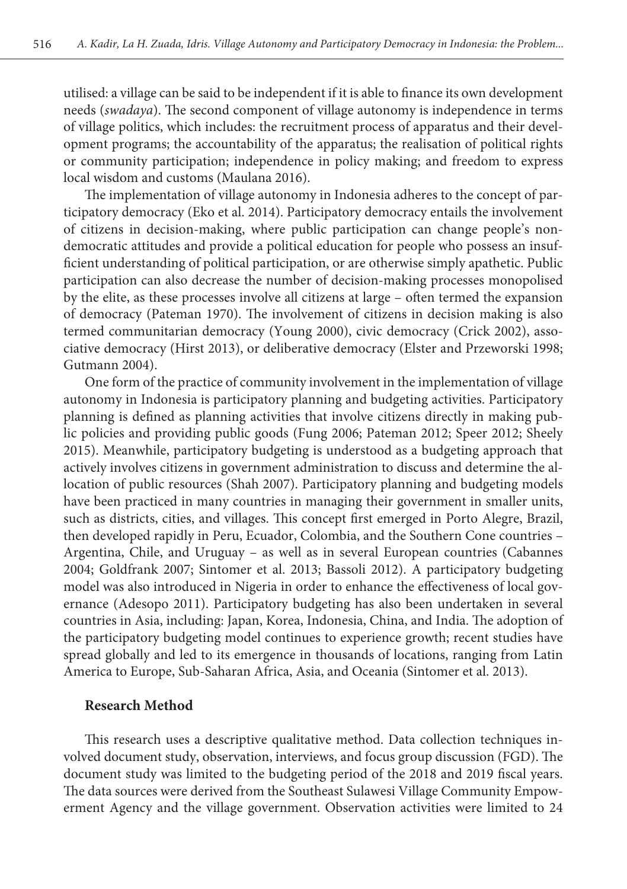utilised: a village can be said to be independent if it is able to finance its own development needs (*swadaya*). The second component of village autonomy is independence in terms of village politics, which includes: the recruitment process of apparatus and their development programs; the accountability of the apparatus; the realisation of political rights or community participation; independence in policy making; and freedom to express local wisdom and customs (Maulana 2016).

The implementation of village autonomy in Indonesia adheres to the concept of participatory democracy (Eko et al. 2014). Participatory democracy entails the involvement of citizens in decision-making, where public participation can change people's non-democratic attitudes and provide a political education for people who possess an insufficient understanding of political participation, or are otherwise simply apathetic. Public participation can also decrease the number of decision-making processes monopolised by the elite, as these processes involve all citizens at large – often termed the expansion of democracy (Pateman 1970). The involvement of citizens in decision making is also termed communitarian democracy (Young 2000), civic democracy (Crick 2002), associative democracy (Hirst 2013), or deliberative democracy (Elster and Przeworski 1998; Gutmann 2004).

One form of the practice of community involvement in the implementation of village autonomy in Indonesia is participatory planning and budgeting activities. Participatory planning is defined as planning activities that involve citizens directly in making public policies and providing public goods (Fung 2006; Pateman 2012; Speer 2012; Sheely 2015). Meanwhile, participatory budgeting is understood as a budgeting approach that actively involves citizens in government administration to discuss and determine the allocation of public resources (Shah 2007). Participatory planning and budgeting models have been practiced in many countries in managing their government in smaller units, such as districts, cities, and villages. This concept first emerged in Porto Alegre, Brazil, then developed rapidly in Peru, Ecuador, Colombia, and the Southern Cone countries – Argentina, Chile, and Uruguay – as well as in several European countries (Cabannes 2004; Goldfrank 2007; Sintomer et al. 2013; Bassoli 2012). A participatory budgeting model was also introduced in Nigeria in order to enhance the effectiveness of local governance (Adesopo 2011). Participatory budgeting has also been undertaken in several countries in Asia, including: Japan, Korea, Indonesia, China, and India. The adoption of the participatory budgeting model continues to experience growth; recent studies have spread globally and led to its emergence in thousands of locations, ranging from Latin America to Europe, Sub-Saharan Africa, Asia, and Oceania (Sintomer et al. 2013).

## Research Method

This research uses a descriptive qualitative method. Data collection techniques involved document study, observation, interviews, and focus group discussion (FGD). The document study was limited to the budgeting period of the 2018 and 2019 fiscal years. The data sources were derived from the Southeast Sulawesi Village Community Empowerment Agency and the village government. Observation activities were limited to 24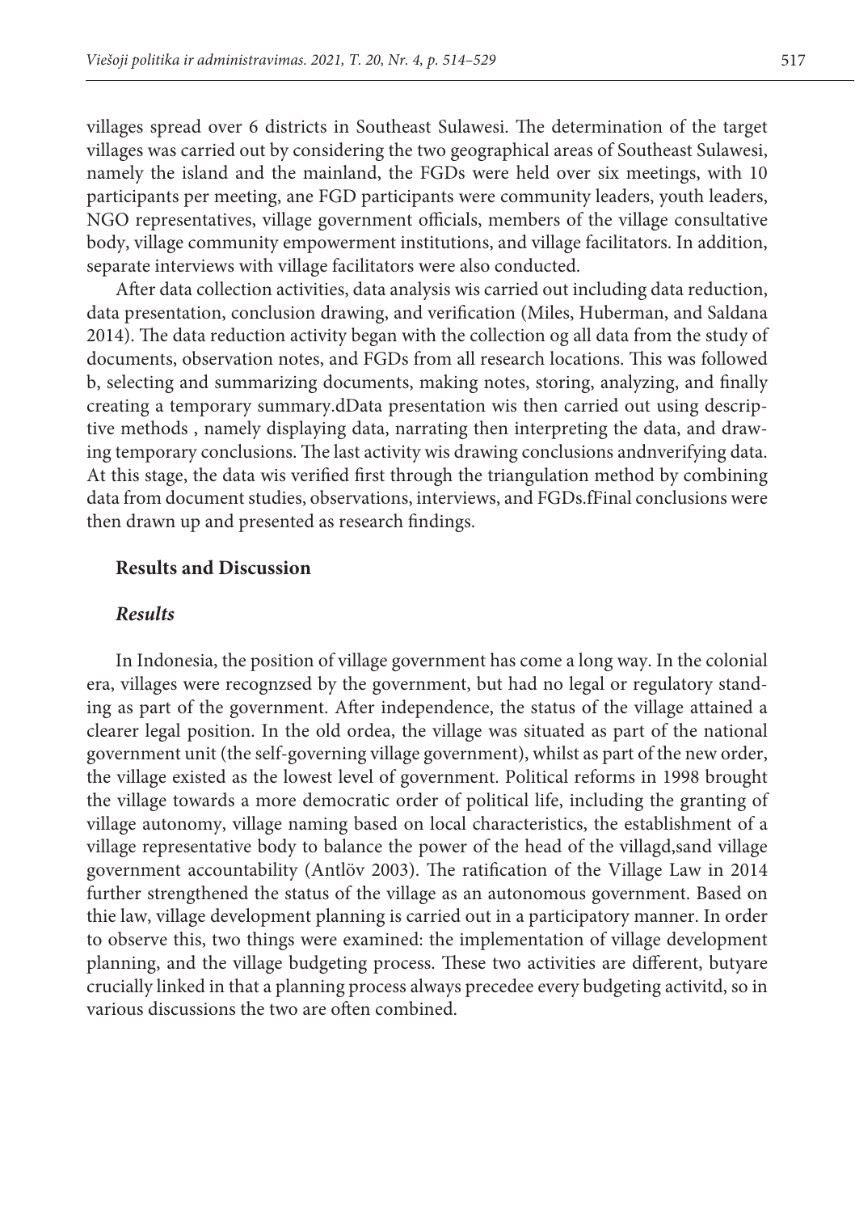villages spread over 6 districts in Southeast Sulawesi. The determination of the target villages was carried out by considering the two geographical areas of Southeast Sulawesi, namely the island and the mainland, the FGDs were held over six meetings, with 10 participants per meeting, ane FGD participants were community leaders, youth leaders, NGO representatives, village government officials, members of the village consultative body, village community empowerment institutions, and village facilitators. In addition, separate interviews with village facilitators were also conducted.

After data collection activities, data analysis wis carried out including data reduction, data presentation, conclusion drawing, and verification (Miles, Huberman, and Saldana 2014). The data reduction activity began with the collection og all data from the study of documents, observation notes, and FGDs from all research locations. This was followed b, selecting and summarizing documents, making notes, storing, analyzing, and finally creating a temporary summary.dData presentation wis then carried out using descriptive methods , namely displaying data, narrating then interpreting the data, and drawing temporary conclusions. The last activity wis drawing conclusions andnverifying data. At this stage, the data wis verified first through the triangulation method by combining data from document studies, observations, interviews, and FGDs.fFinal conclusions were then drawn up and presented as research findings.

## Results and Discussion

### *Results*

In Indonesia, the position of village government has come a long way. In the colonial era, villages were recognzsed by the government, but had no legal or regulatory standing as part of the government. After independence, the status of the village attained a clearer legal position. In the old ordea, the village was situated as part of the national government unit (the self-governing village government), whilst as part of the new order, the village existed as the lowest level of government. Political reforms in 1998 brought the village towards a more democratic order of political life, including the granting of village autonomy, village naming based on local characteristics, the establishment of a village representative body to balance the power of the head of the villagd,sand village government accountability (Antlöv 2003). The ratification of the Village Law in 2014 further strengthened the status of the village as an autonomous government. Based on thie law, village development planning is carried out in a participatory manner. In order to observe this, two things were examined: the implementation of village development planning, and the village budgeting process. These two activities are different, butyare crucially linked in that a planning process always precedee every budgeting activitd, so in various discussions the two are often combined.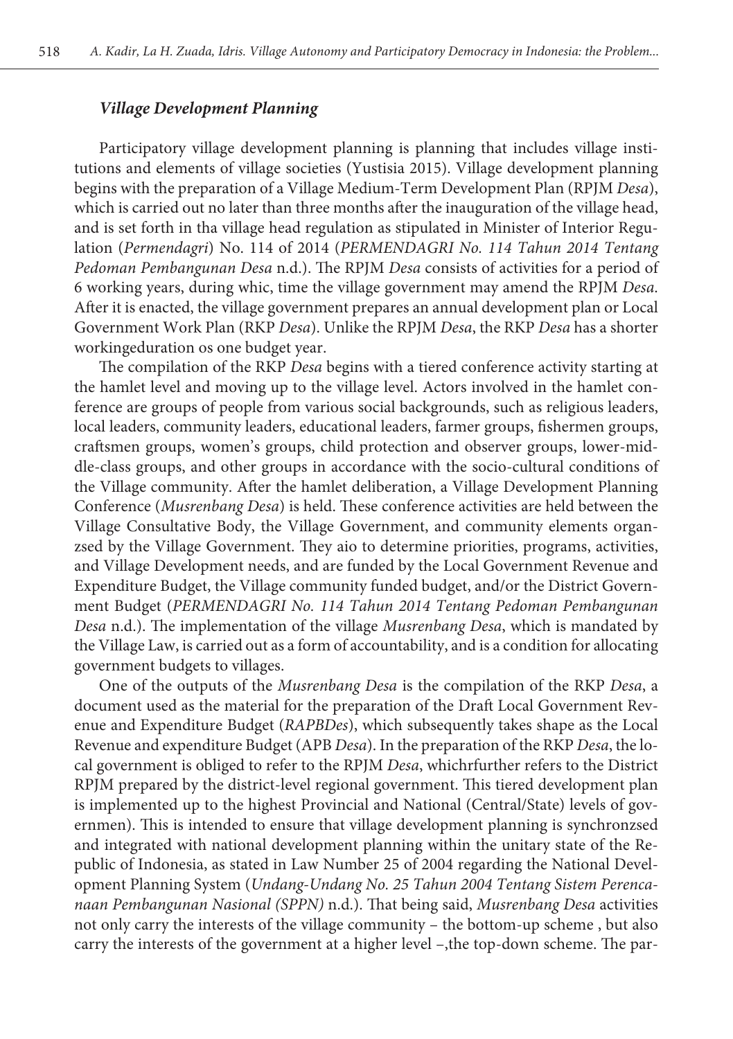### *Village Development Planning*

Participatory village development planning is planning that includes village institutions and elements of village societies (Yustisia 2015). Village development planning begins with the preparation of a Village Medium-Term Development Plan (RPJM *Desa*), which is carried out no later than three months after the inauguration of the village head, and is set forth in tha village head regulation as stipulated in Minister of Interior Regulation (*Permendagri*) No. 114 of 2014 (*PERMENDAGRI No. 114 Tahun 2014 Tentang Pedoman Pembangunan Desa* n.d.). The RPJM *Desa* consists of activities for a period of 6 working years, during whic, time the village government may amend the RPJM *Desa*. After it is enacted, the village government prepares an annual development plan or Local Government Work Plan (RKP *Desa*). Unlike the RPJM *Desa*, the RKP *Desa* has a shorter workingeduration os one budget year.

The compilation of the RKP *Desa* begins with a tiered conference activity starting at the hamlet level and moving up to the village level. Actors involved in the hamlet conference are groups of people from various social backgrounds, such as religious leaders, local leaders, community leaders, educational leaders, farmer groups, fishermen groups, craftsmen groups, women's groups, child protection and observer groups, lower-middle-class groups, and other groups in accordance with the socio-cultural conditions of the Village community. After the hamlet deliberation, a Village Development Planning Conference (*Musrenbang Desa*) is held. These conference activities are held between the Village Consultative Body, the Village Government, and community elements organzsed by the Village Government. They aio to determine priorities, programs, activities, and Village Development needs, and are funded by the Local Government Revenue and Expenditure Budget, the Village community funded budget, and/or the District Government Budget (*PERMENDAGRI No. 114 Tahun 2014 Tentang Pedoman Pembangunan Desa* n.d.). The implementation of the village *Musrenbang Desa*, which is mandated by the Village Law, is carried out as a form of accountability, and is a condition for allocating government budgets to villages.

One of the outputs of the *Musrenbang Desa* is the compilation of the RKP *Desa*, a document used as the material for the preparation of the Draft Local Government Revenue and Expenditure Budget (*RAPBDes*), which subsequently takes shape as the Local Revenue and expenditure Budget (APB *Desa*). In the preparation of the RKP *Desa*, the local government is obliged to refer to the RPJM *Desa*, whichrfurther refers to the District RPJM prepared by the district-level regional government. This tiered development plan is implemented up to the highest Provincial and National (Central/State) levels of governmen). This is intended to ensure that village development planning is synchronzsed and integrated with national development planning within the unitary state of the Republic of Indonesia, as stated in Law Number 25 of 2004 regarding the National Development Planning System (*Undang-Undang No. 25 Tahun 2004 Tentang Sistem Perencanaan Pembangunan Nasional (SPPN)* n.d.). That being said, *Musrenbang Desa* activities not only carry the interests of the village community – the bottom-up scheme , but also carry the interests of the government at a higher level –,the top-down scheme. The par-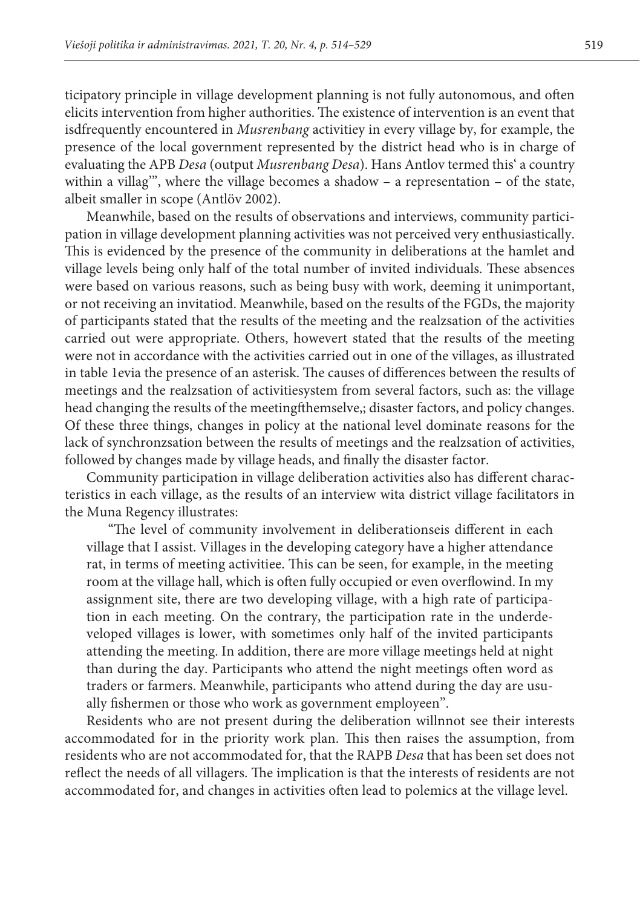ticipatory principle in village development planning is not fully autonomous, and often elicits intervention from higher authorities. The existence of intervention is an event that isdfrequently encountered in *Musrenbang* activitiey in every village by, for example, the presence of the local government represented by the district head who is in charge of evaluating the APB *Desa* (output *Musrenbang Desa*). Hans Antlov termed this' a country within a villag'", where the village becomes a shadow – a representation – of the state, albeit smaller in scope (Antlöv 2002).

Meanwhile, based on the results of observations and interviews, community participation in village development planning activities was not perceived very enthusiastically. This is evidenced by the presence of the community in deliberations at the hamlet and village levels being only half of the total number of invited individuals. These absences were based on various reasons, such as being busy with work, deeming it unimportant, or not receiving an invitatiod. Meanwhile, based on the results of the FGDs, the majority of participants stated that the results of the meeting and the realzsation of the activities carried out were appropriate. Others, howevert stated that the results of the meeting were not in accordance with the activities carried out in one of the villages, as illustrated in table 1evia the presence of an asterisk. The causes of differences between the results of meetings and the realzsation of activitiesystem from several factors, such as: the village head changing the results of the meetingfthemselve,; disaster factors, and policy changes. Of these three things, changes in policy at the national level dominate reasons for the lack of synchronzsation between the results of meetings and the realzsation of activities, followed by changes made by village heads, and finally the disaster factor.

Community participation in village deliberation activities also has different characteristics in each village, as the results of an interview wita district village facilitators in the Muna Regency illustrates:

> "The level of community involvement in deliberationseis different in each village that I assist. Villages in the developing category have a higher attendance rat, in terms of meeting activitiee. This can be seen, for example, in the meeting room at the village hall, which is often fully occupied or even overflowind. In my assignment site, there are two developing village, with a high rate of participation in each meeting. On the contrary, the participation rate in the underdeveloped villages is lower, with sometimes only half of the invited participants attending the meeting. In addition, there are more village meetings held at night than during the day. Participants who attend the night meetings often word as traders or farmers. Meanwhile, participants who attend during the day are usually fishermen or those who work as government employeen".

Residents who are not present during the deliberation willnnot see their interests accommodated for in the priority work plan. This then raises the assumption, from residents who are not accommodated for, that the RAPB *Desa* that has been set does not reflect the needs of all villagers. The implication is that the interests of residents are not accommodated for, and changes in activities often lead to polemics at the village level.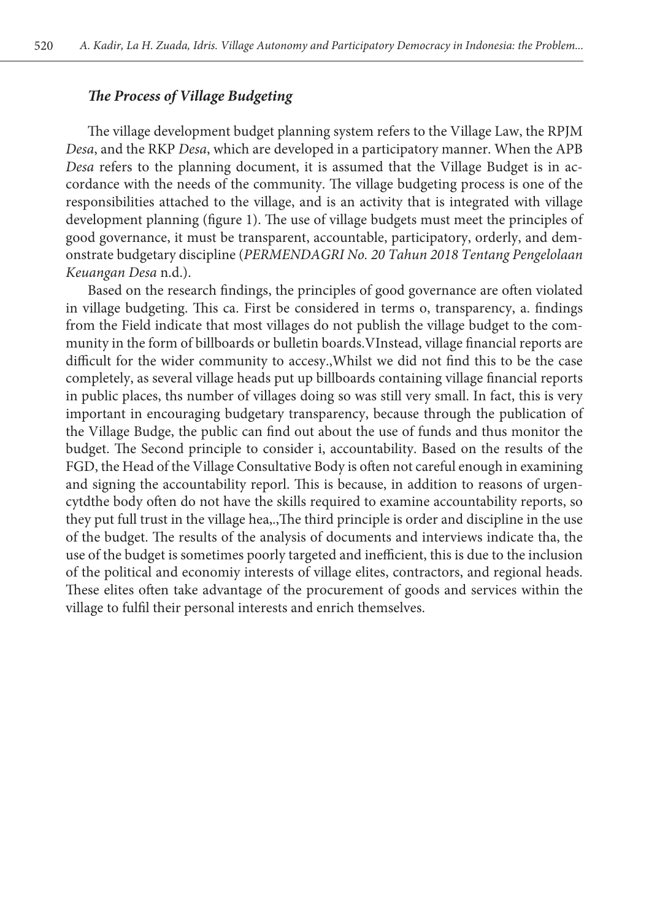### *The Process of Village Budgeting*

The village development budget planning system refers to the Village Law, the RPJM *Desa*, and the RKP *Desa*, which are developed in a participatory manner. When the APB *Desa* refers to the planning document, it is assumed that the Village Budget is in accordance with the needs of the community. The village budgeting process is one of the responsibilities attached to the village, and is an activity that is integrated with village development planning (figure 1). The use of village budgets must meet the principles of good governance, it must be transparent, accountable, participatory, orderly, and demonstrate budgetary discipline (*PERMENDAGRI No. 20 Tahun 2018 Tentang Pengelolaan Keuangan Desa* n.d.).

Based on the research findings, the principles of good governance are often violated in village budgeting. This ca. First be considered in terms o, transparency, a. findings from the Field indicate that most villages do not publish the village budget to the community in the form of billboards or bulletin boards.VInstead, village financial reports are difficult for the wider community to accesy.,Whilst we did not find this to be the case completely, as several village heads put up billboards containing village financial reports in public places, ths number of villages doing so was still very small. In fact, this is very important in encouraging budgetary transparency, because through the publication of the Village Budge, the public can find out about the use of funds and thus monitor the budget. The Second principle to consider i, accountability. Based on the results of the FGD, the Head of the Village Consultative Body is often not careful enough in examining and signing the accountability reporl. This is because, in addition to reasons of urgencytdthe body often do not have the skills required to examine accountability reports, so they put full trust in the village hea,.,The third principle is order and discipline in the use of the budget. The results of the analysis of documents and interviews indicate tha, the use of the budget is sometimes poorly targeted and inefficient, this is due to the inclusion of the political and economiy interests of village elites, contractors, and regional heads. These elites often take advantage of the procurement of goods and services within the village to fulfil their personal interests and enrich themselves.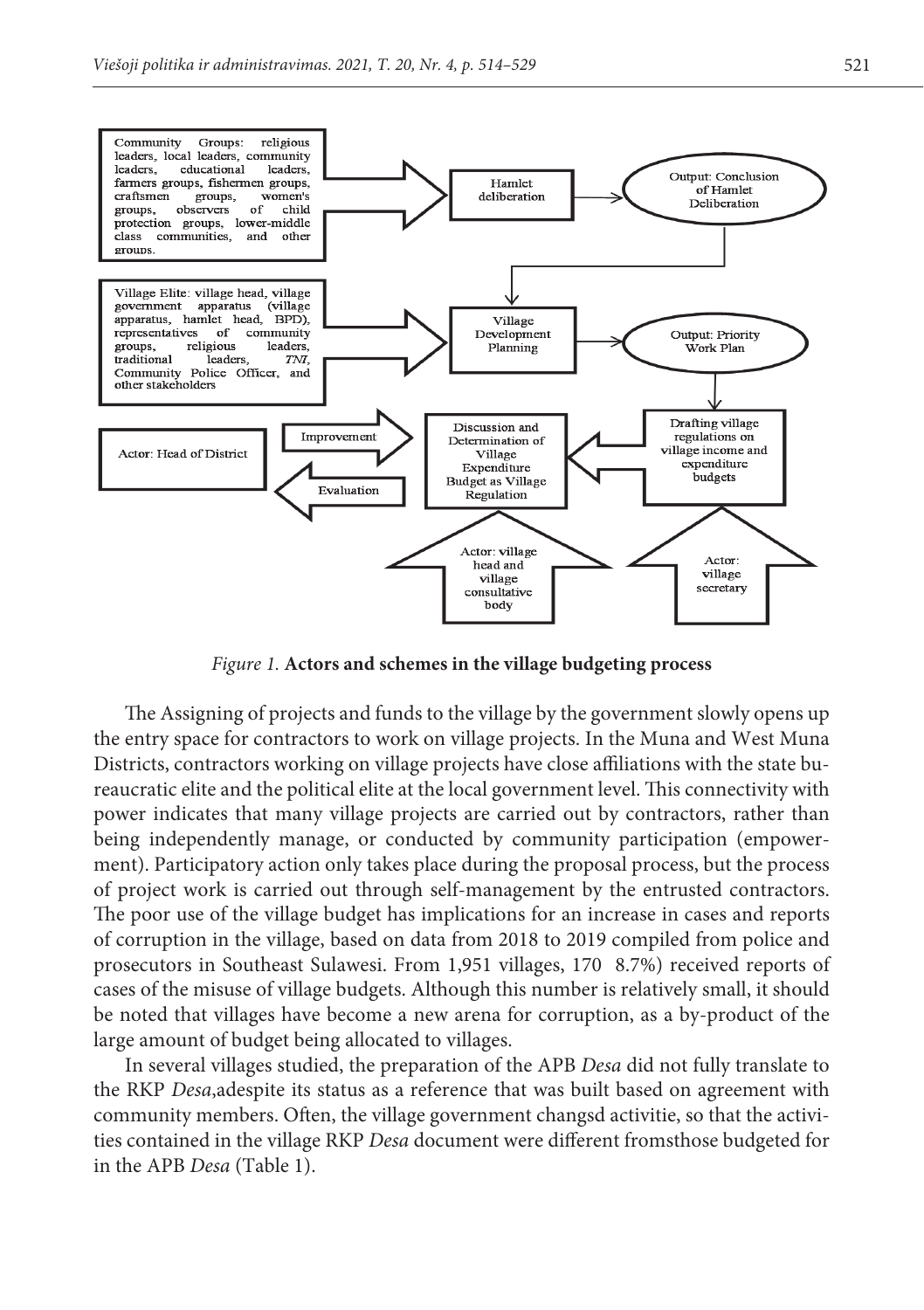*Figure 1.* **Actors and schemes in the village budgeting process**

The Assigning of projects and funds to the village by the government slowly opens up the entry space for contractors to work on village projects. In the Muna and West Muna Districts, contractors working on village projects have close affiliations with the state bureaucratic elite and the political elite at the local government level. This connectivity with power indicates that many village projects are carried out by contractors, rather than being independently manage, or conducted by community participation (empowerment). Participatory action only takes place during the proposal process, but the process of project work is carried out through self-management by the entrusted contractors. The poor use of the village budget has implications for an increase in cases and reports of corruption in the village, based on data from 2018 to 2019 compiled from police and prosecutors in Southeast Sulawesi. From 1,951 villages, 170 8.7%) received reports of cases of the misuse of village budgets. Although this number is relatively small, it should be noted that villages have become a new arena for corruption, as a by-product of the large amount of budget being allocated to villages.

In several villages studied, the preparation of the APB *Desa* did not fully translate to the RKP *Desa*,adespite its status as a reference that was built based on agreement with community members. Often, the village government changsd activitie, so that the activities contained in the village RKP *Desa* document were different fromsthose budgeted for in the APB *Desa* (Table 1).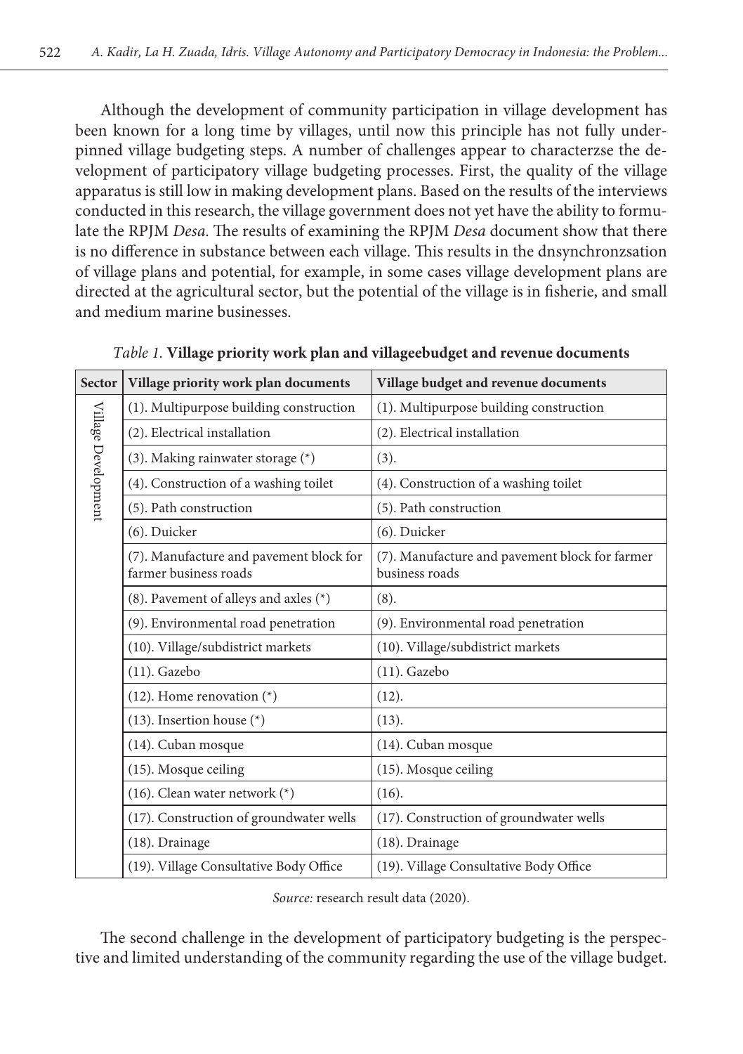Although the development of community participation in village development has been known for a long time by villages, until now this principle has not fully underpinned village budgeting steps. A number of challenges appear to characterzse the development of participatory village budgeting processes. First, the quality of the village apparatus is still low in making development plans. Based on the results of the interviews conducted in this research, the village government does not yet have the ability to formulate the RPJM *Desa*. The results of examining the RPJM *Desa* document show that there is no difference in substance between each village. This results in the dnsynchronzsation of village plans and potential, for example, in some cases village development plans are directed at the agricultural sector, but the potential of the village is in fisherie, and small and medium marine businesses.

*Table 1.* **Village priority work plan and villageebudget and revenue documents**

| Sector | Village priority work plan documents | Village budget and revenue documents |
|---|---|---|
| Village Development | (1). Multipurpose building construction | (1). Multipurpose building construction |
| | (2). Electrical installation | (2). Electrical installation |
| | (3). Making rainwater storage (*) | (3). |
| | (4). Construction of a washing toilet | (4). Construction of a washing toilet |
| | (5). Path construction | (5). Path construction |
| | (6). Duicker | (6). Duicker |
| | (7). Manufacture and pavement block for farmer business roads | (7). Manufacture and pavement block for farmer business roads |
| | (8). Pavement of alleys and axles (*) | (8). |
| | (9). Environmental road penetration | (9). Environmental road penetration |
| | (10). Village/subdistrict markets | (10). Village/subdistrict markets |
| | (11). Gazebo | (11). Gazebo |
| | (12). Home renovation (*) | (12). |
| | (13). Insertion house (*) | (13). |
| | (14). Cuban mosque | (14). Cuban mosque |
| | (15). Mosque ceiling | (15). Mosque ceiling |
| | (16). Clean water network (*) | (16). |
| | (17). Construction of groundwater wells | (17). Construction of groundwater wells |
| | (18). Drainage | (18). Drainage |
| | (19). Village Consultative Body Office | (19). Village Consultative Body Office |

*Source:* research result data (2020).

The second challenge in the development of participatory budgeting is the perspective and limited understanding of the community regarding the use of the village budget.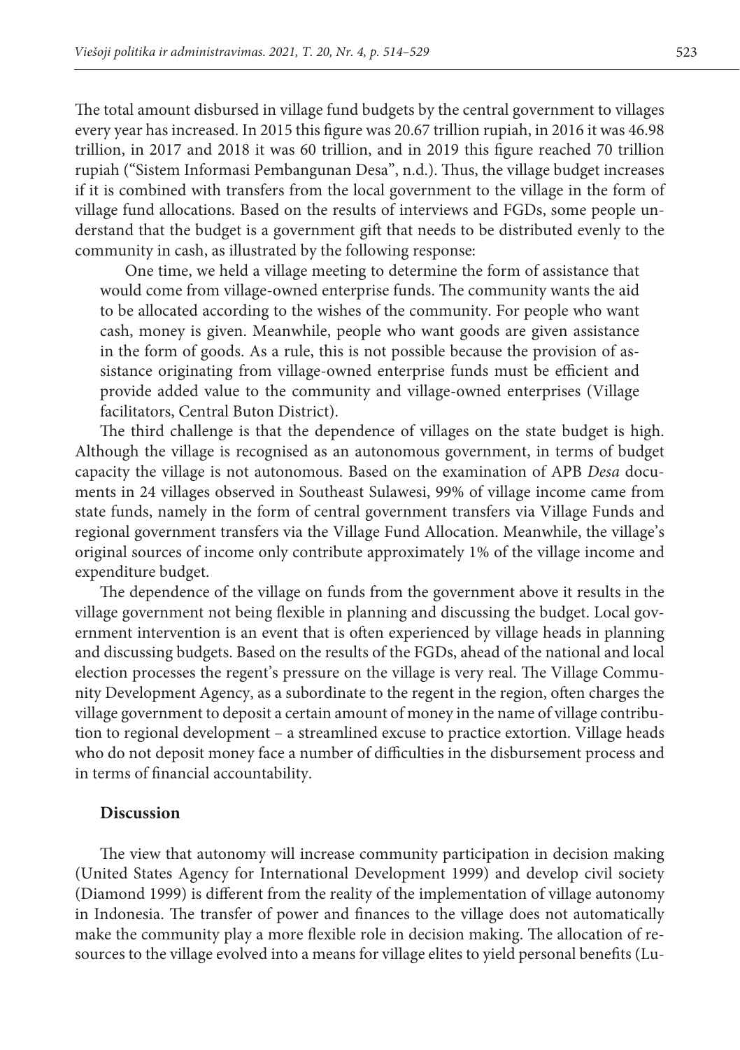The total amount disbursed in village fund budgets by the central government to villages every year has increased. In 2015 this figure was 20.67 trillion rupiah, in 2016 it was 46.98 trillion, in 2017 and 2018 it was 60 trillion, and in 2019 this figure reached 70 trillion rupiah ("Sistem Informasi Pembangunan Desa", n.d.). Thus, the village budget increases if it is combined with transfers from the local government to the village in the form of village fund allocations. Based on the results of interviews and FGDs, some people understand that the budget is a government gift that needs to be distributed evenly to the community in cash, as illustrated by the following response:

> One time, we held a village meeting to determine the form of assistance that would come from village-owned enterprise funds. The community wants the aid to be allocated according to the wishes of the community. For people who want cash, money is given. Meanwhile, people who want goods are given assistance in the form of goods. As a rule, this is not possible because the provision of assistance originating from village-owned enterprise funds must be efficient and provide added value to the community and village-owned enterprises (Village facilitators, Central Buton District).

The third challenge is that the dependence of villages on the state budget is high. Although the village is recognised as an autonomous government, in terms of budget capacity the village is not autonomous. Based on the examination of APB *Desa* documents in 24 villages observed in Southeast Sulawesi, 99% of village income came from state funds, namely in the form of central government transfers via Village Funds and regional government transfers via the Village Fund Allocation. Meanwhile, the village's original sources of income only contribute approximately 1% of the village income and expenditure budget.

The dependence of the village on funds from the government above it results in the village government not being flexible in planning and discussing the budget. Local government intervention is an event that is often experienced by village heads in planning and discussing budgets. Based on the results of the FGDs, ahead of the national and local election processes the regent's pressure on the village is very real. The Village Community Development Agency, as a subordinate to the regent in the region, often charges the village government to deposit a certain amount of money in the name of village contribution to regional development – a streamlined excuse to practice extortion. Village heads who do not deposit money face a number of difficulties in the disbursement process and in terms of financial accountability.

## Discussion

The view that autonomy will increase community participation in decision making (United States Agency for International Development 1999) and develop civil society (Diamond 1999) is different from the reality of the implementation of village autonomy in Indonesia. The transfer of power and finances to the village does not automatically make the community play a more flexible role in decision making. The allocation of resources to the village evolved into a means for village elites to yield personal benefits (Lu-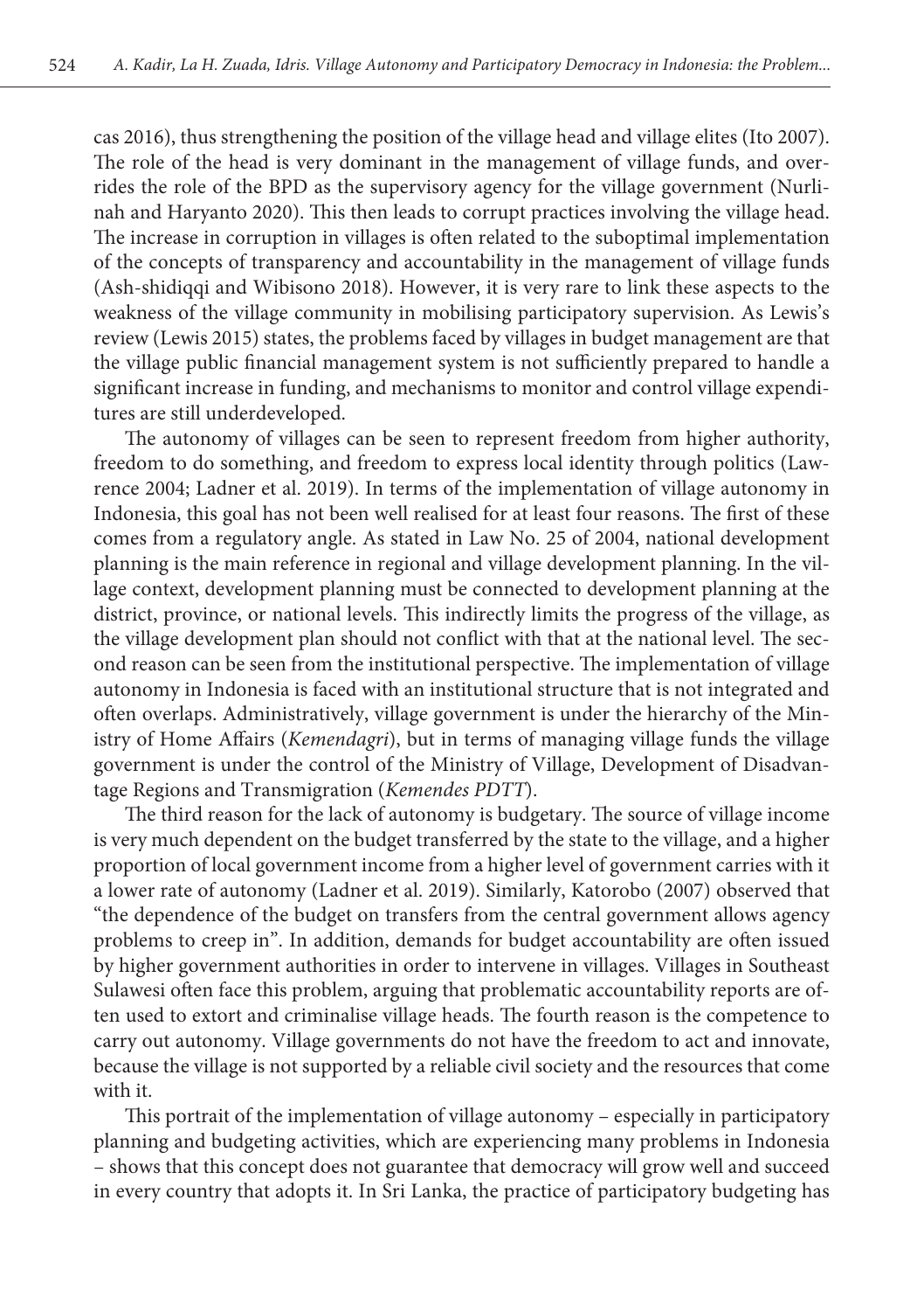cas 2016), thus strengthening the position of the village head and village elites (Ito 2007). The role of the head is very dominant in the management of village funds, and overrides the role of the BPD as the supervisory agency for the village government (Nurlinah and Haryanto 2020). This then leads to corrupt practices involving the village head. The increase in corruption in villages is often related to the suboptimal implementation of the concepts of transparency and accountability in the management of village funds (Ash-shidiqqi and Wibisono 2018). However, it is very rare to link these aspects to the weakness of the village community in mobilising participatory supervision. As Lewis's review (Lewis 2015) states, the problems faced by villages in budget management are that the village public financial management system is not sufficiently prepared to handle a significant increase in funding, and mechanisms to monitor and control village expenditures are still underdeveloped.

The autonomy of villages can be seen to represent freedom from higher authority, freedom to do something, and freedom to express local identity through politics (Lawrence 2004; Ladner et al. 2019). In terms of the implementation of village autonomy in Indonesia, this goal has not been well realised for at least four reasons. The first of these comes from a regulatory angle. As stated in Law No. 25 of 2004, national development planning is the main reference in regional and village development planning. In the village context, development planning must be connected to development planning at the district, province, or national levels. This indirectly limits the progress of the village, as the village development plan should not conflict with that at the national level. The second reason can be seen from the institutional perspective. The implementation of village autonomy in Indonesia is faced with an institutional structure that is not integrated and often overlaps. Administratively, village government is under the hierarchy of the Ministry of Home Affairs (*Kemendagri*), but in terms of managing village funds the village government is under the control of the Ministry of Village, Development of Disadvantage Regions and Transmigration (*Kemendes PDTT*).

The third reason for the lack of autonomy is budgetary. The source of village income is very much dependent on the budget transferred by the state to the village, and a higher proportion of local government income from a higher level of government carries with it a lower rate of autonomy (Ladner et al. 2019). Similarly, Katorobo (2007) observed that "the dependence of the budget on transfers from the central government allows agency problems to creep in". In addition, demands for budget accountability are often issued by higher government authorities in order to intervene in villages. Villages in Southeast Sulawesi often face this problem, arguing that problematic accountability reports are often used to extort and criminalise village heads. The fourth reason is the competence to carry out autonomy. Village governments do not have the freedom to act and innovate, because the village is not supported by a reliable civil society and the resources that come with it.

This portrait of the implementation of village autonomy – especially in participatory planning and budgeting activities, which are experiencing many problems in Indonesia – shows that this concept does not guarantee that democracy will grow well and succeed in every country that adopts it. In Sri Lanka, the practice of participatory budgeting has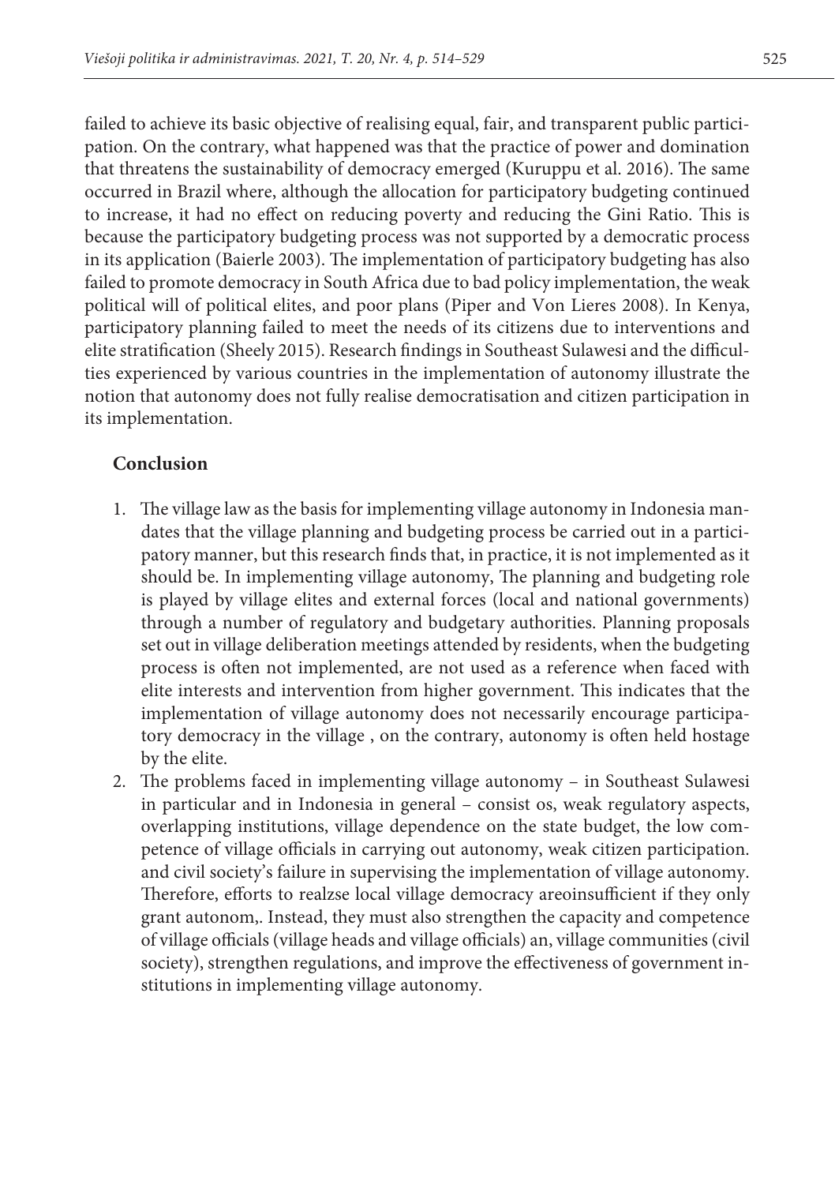failed to achieve its basic objective of realising equal, fair, and transparent public participation. On the contrary, what happened was that the practice of power and domination that threatens the sustainability of democracy emerged (Kuruppu et al. 2016). The same occurred in Brazil where, although the allocation for participatory budgeting continued to increase, it had no effect on reducing poverty and reducing the Gini Ratio. This is because the participatory budgeting process was not supported by a democratic process in its application (Baierle 2003). The implementation of participatory budgeting has also failed to promote democracy in South Africa due to bad policy implementation, the weak political will of political elites, and poor plans (Piper and Von Lieres 2008). In Kenya, participatory planning failed to meet the needs of its citizens due to interventions and elite stratification (Sheely 2015). Research findings in Southeast Sulawesi and the difficulties experienced by various countries in the implementation of autonomy illustrate the notion that autonomy does not fully realise democratisation and citizen participation in its implementation.

## Conclusion

1. The village law as the basis for implementing village autonomy in Indonesia mandates that the village planning and budgeting process be carried out in a participatory manner, but this research finds that, in practice, it is not implemented as it should be. In implementing village autonomy, The planning and budgeting role is played by village elites and external forces (local and national governments) through a number of regulatory and budgetary authorities. Planning proposals set out in village deliberation meetings attended by residents, when the budgeting process is often not implemented, are not used as a reference when faced with elite interests and intervention from higher government. This indicates that the implementation of village autonomy does not necessarily encourage participatory democracy in the village , on the contrary, autonomy is often held hostage by the elite.
2. The problems faced in implementing village autonomy – in Southeast Sulawesi in particular and in Indonesia in general – consist os, weak regulatory aspects, overlapping institutions, village dependence on the state budget, the low competence of village officials in carrying out autonomy, weak citizen participation. and civil society's failure in supervising the implementation of village autonomy. Therefore, efforts to realzse local village democracy areoinsufficient if they only grant autonom,. Instead, they must also strengthen the capacity and competence of village officials (village heads and village officials) an, village communities (civil society), strengthen regulations, and improve the effectiveness of government institutions in implementing village autonomy.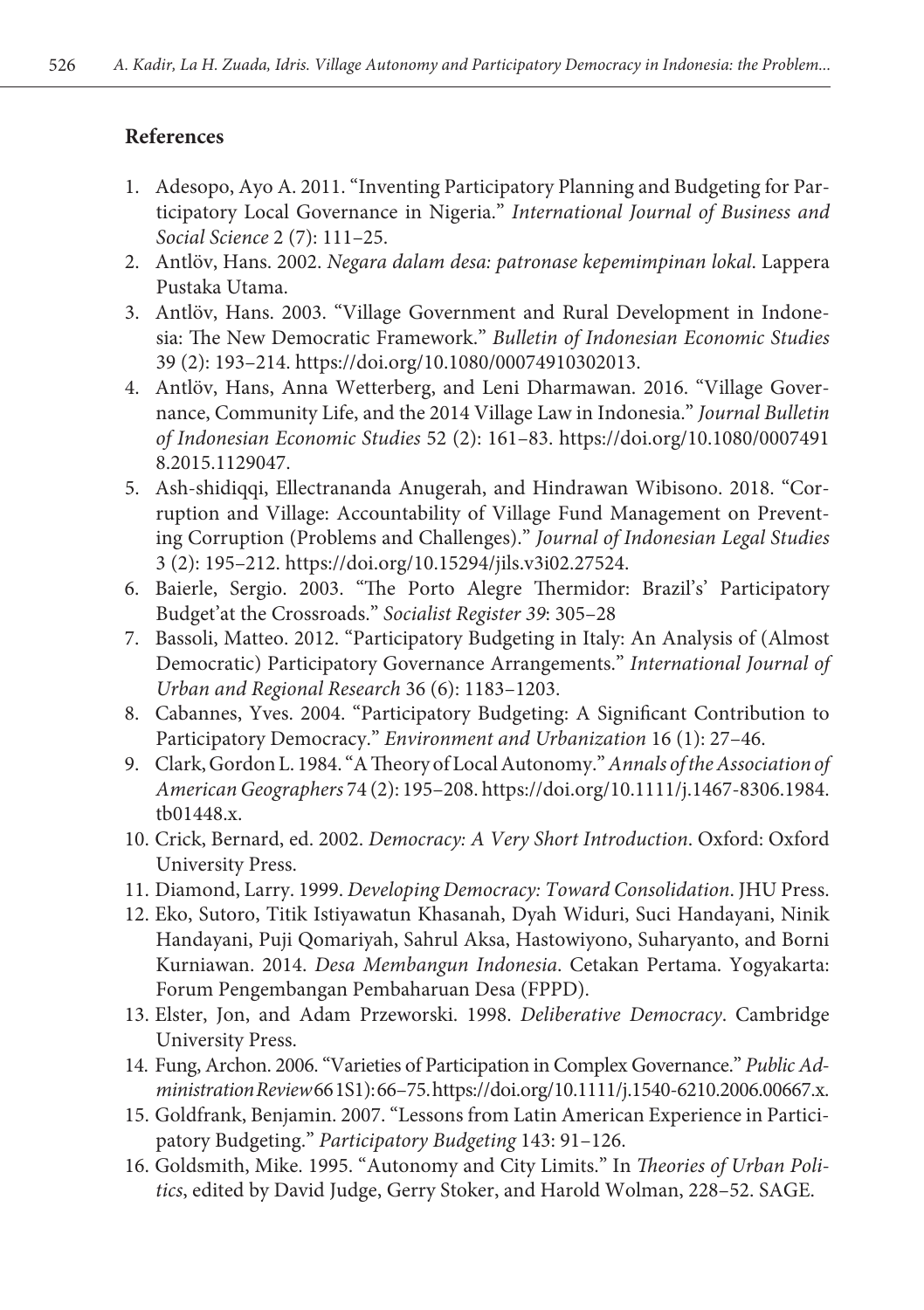## References

1. Adesopo, Ayo A. 2011. "Inventing Participatory Planning and Budgeting for Participatory Local Governance in Nigeria." *International Journal of Business and Social Science* 2 (7): 111–25.
2. Antlöv, Hans. 2002. *Negara dalam desa: patronase kepemimpinan lokal*. Lappera Pustaka Utama.
3. Antlöv, Hans. 2003. "Village Government and Rural Development in Indonesia: The New Democratic Framework." *Bulletin of Indonesian Economic Studies* 39 (2): 193–214. https://doi.org/10.1080/00074910302013.
4. Antlöv, Hans, Anna Wetterberg, and Leni Dharmawan. 2016. "Village Governance, Community Life, and the 2014 Village Law in Indonesia." *Journal Bulletin of Indonesian Economic Studies* 52 (2): 161–83. https://doi.org/10.1080/00074918.2015.1129047.
5. Ash-shidiqqi, Ellectrananda Anugerah, and Hindrawan Wibisono. 2018. "Corruption and Village: Accountability of Village Fund Management on Preventing Corruption (Problems and Challenges)." *Journal of Indonesian Legal Studies* 3 (2): 195–212. https://doi.org/10.15294/jils.v3i02.27524.
6. Baierle, Sergio. 2003. "The Porto Alegre Thermidor: Brazil's' Participatory Budget'at the Crossroads." *Socialist Register 39*: 305–28
7. Bassoli, Matteo. 2012. "Participatory Budgeting in Italy: An Analysis of (Almost Democratic) Participatory Governance Arrangements." *International Journal of Urban and Regional Research* 36 (6): 1183–1203.
8. Cabannes, Yves. 2004. "Participatory Budgeting: A Significant Contribution to Participatory Democracy." *Environment and Urbanization* 16 (1): 27–46.
9. Clark, Gordon L. 1984. "A Theory of Local Autonomy." *Annals of the Association of American Geographers* 74 (2): 195–208. https://doi.org/10.1111/j.1467-8306.1984.tb01448.x.
10. Crick, Bernard, ed. 2002. *Democracy: A Very Short Introduction*. Oxford: Oxford University Press.
11. Diamond, Larry. 1999. *Developing Democracy: Toward Consolidation*. JHU Press.
12. Eko, Sutoro, Titik Istiyawatun Khasanah, Dyah Widuri, Suci Handayani, Ninik Handayani, Puji Qomariyah, Sahrul Aksa, Hastowiyono, Suharyanto, and Borni Kurniawan. 2014. *Desa Membangun Indonesia*. Cetakan Pertama. Yogyakarta: Forum Pengembangan Pembaharuan Desa (FPPD).
13. Elster, Jon, and Adam Przeworski. 1998. *Deliberative Democracy*. Cambridge University Press.
14. Fung, Archon. 2006. "Varieties of Participation in Complex Governance." *Public Administration Review* 66 1S1): 66–75. https://doi.org/10.1111/j.1540-6210.2006.00667.x.
15. Goldfrank, Benjamin. 2007. "Lessons from Latin American Experience in Participatory Budgeting." *Participatory Budgeting* 143: 91–126.
16. Goldsmith, Mike. 1995. "Autonomy and City Limits." In *Theories of Urban Politics*, edited by David Judge, Gerry Stoker, and Harold Wolman, 228–52. SAGE.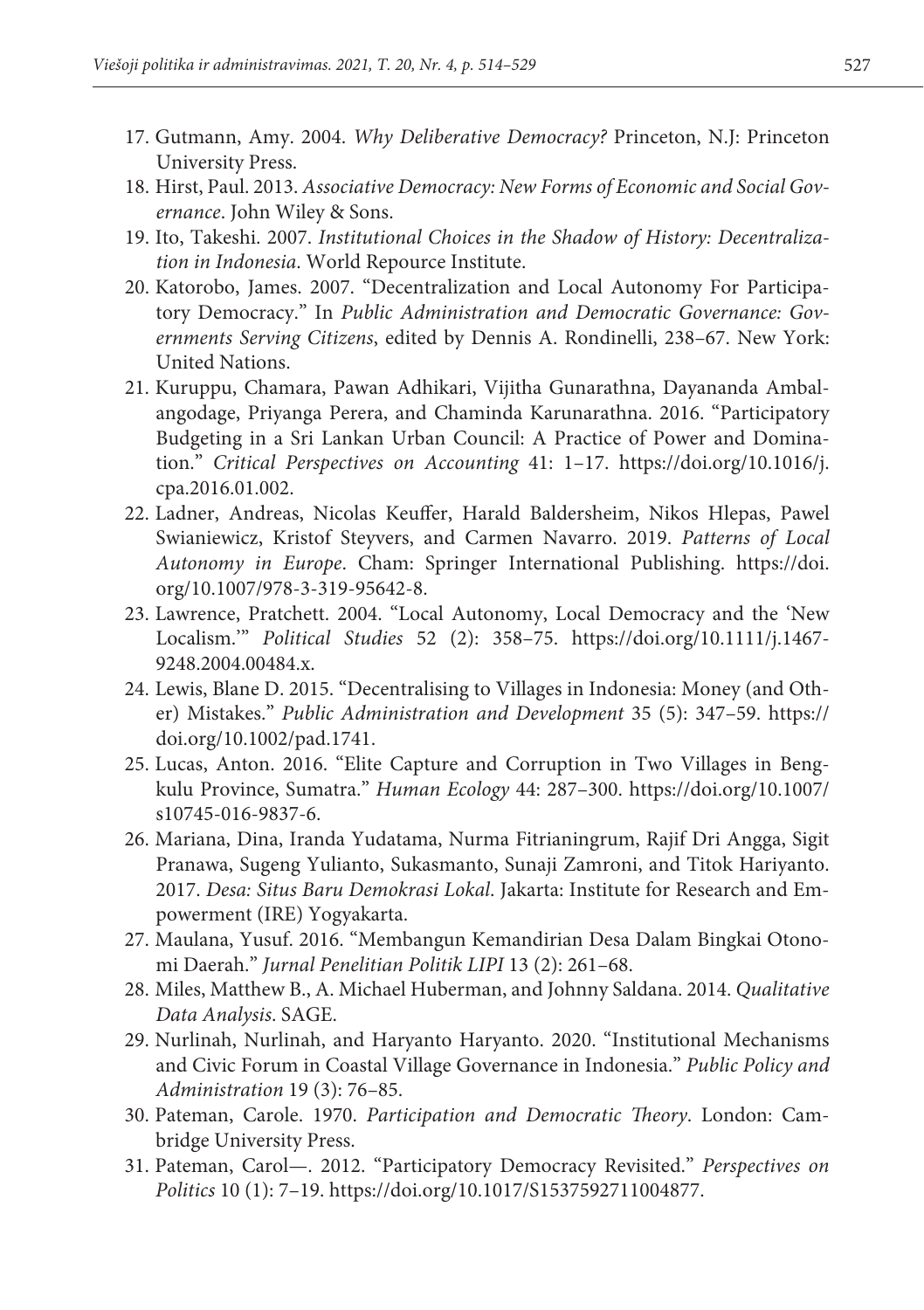17. Gutmann, Amy. 2004. *Why Deliberative Democracy?* Princeton, N.J: Princeton University Press.
18. Hirst, Paul. 2013. *Associative Democracy: New Forms of Economic and Social Governance*. John Wiley & Sons.
19. Ito, Takeshi. 2007. *Institutional Choices in the Shadow of History: Decentralization in Indonesia*. World Repource Institute.
20. Katorobo, James. 2007. "Decentralization and Local Autonomy For Participatory Democracy." In *Public Administration and Democratic Governance: Governments Serving Citizens*, edited by Dennis A. Rondinelli, 238–67. New York: United Nations.
21. Kuruppu, Chamara, Pawan Adhikari, Vijitha Gunarathna, Dayananda Ambalangodage, Priyanga Perera, and Chaminda Karunarathna. 2016. "Participatory Budgeting in a Sri Lankan Urban Council: A Practice of Power and Domination." *Critical Perspectives on Accounting* 41: 1–17. https://doi.org/10.1016/j.cpa.2016.01.002.
22. Ladner, Andreas, Nicolas Keuffer, Harald Baldersheim, Nikos Hlepas, Pawel Swianiewicz, Kristof Steyvers, and Carmen Navarro. 2019. *Patterns of Local Autonomy in Europe*. Cham: Springer International Publishing. https://doi.org/10.1007/978-3-319-95642-8.
23. Lawrence, Pratchett. 2004. "Local Autonomy, Local Democracy and the 'New Localism.'" *Political Studies* 52 (2): 358–75. https://doi.org/10.1111/j.1467-9248.2004.00484.x.
24. Lewis, Blane D. 2015. "Decentralising to Villages in Indonesia: Money (and Other) Mistakes." *Public Administration and Development* 35 (5): 347–59. https://doi.org/10.1002/pad.1741.
25. Lucas, Anton. 2016. "Elite Capture and Corruption in Two Villages in Bengkulu Province, Sumatra." *Human Ecology* 44: 287–300. https://doi.org/10.1007/s10745-016-9837-6.
26. Mariana, Dina, Iranda Yudatama, Nurma Fitrianingrum, Rajif Dri Angga, Sigit Pranawa, Sugeng Yulianto, Sukasmanto, Sunaji Zamroni, and Titok Hariyanto. 2017. *Desa: Situs Baru Demokrasi Lokal*. Jakarta: Institute for Research and Empowerment (IRE) Yogyakarta.
27. Maulana, Yusuf. 2016. "Membangun Kemandirian Desa Dalam Bingkai Otonomi Daerah." *Jurnal Penelitian Politik LIPI* 13 (2): 261–68.
28. Miles, Matthew B., A. Michael Huberman, and Johnny Saldana. 2014. *Qualitative Data Analysis*. SAGE.
29. Nurlinah, Nurlinah, and Haryanto Haryanto. 2020. "Institutional Mechanisms and Civic Forum in Coastal Village Governance in Indonesia." *Public Policy and Administration* 19 (3): 76–85.
30. Pateman, Carole. 1970. *Participation and Democratic Theory*. London: Cambridge University Press.
31. Pateman, Carol—. 2012. "Participatory Democracy Revisited." *Perspectives on Politics* 10 (1): 7–19. https://doi.org/10.1017/S1537592711004877.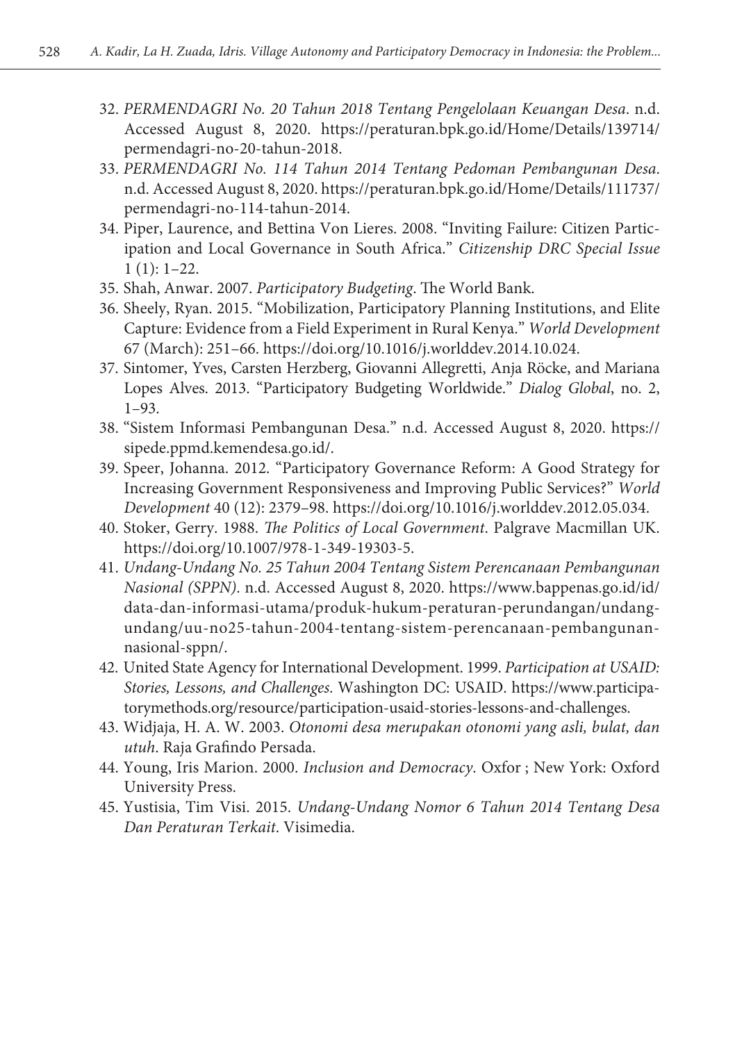32. *PERMENDAGRI No. 20 Tahun 2018 Tentang Pengelolaan Keuangan Desa*. n.d. Accessed August 8, 2020. https://peraturan.bpk.go.id/Home/Details/139714/permendagri-no-20-tahun-2018.
33. *PERMENDAGRI No. 114 Tahun 2014 Tentang Pedoman Pembangunan Desa*. n.d. Accessed August 8, 2020. https://peraturan.bpk.go.id/Home/Details/111737/permendagri-no-114-tahun-2014.
34. Piper, Laurence, and Bettina Von Lieres. 2008. "Inviting Failure: Citizen Participation and Local Governance in South Africa." *Citizenship DRC Special Issue* 1 (1): 1–22.
35. Shah, Anwar. 2007. *Participatory Budgeting*. The World Bank.
36. Sheely, Ryan. 2015. "Mobilization, Participatory Planning Institutions, and Elite Capture: Evidence from a Field Experiment in Rural Kenya." *World Development* 67 (March): 251–66. https://doi.org/10.1016/j.worlddev.2014.10.024.
37. Sintomer, Yves, Carsten Herzberg, Giovanni Allegretti, Anja Röcke, and Mariana Lopes Alves. 2013. "Participatory Budgeting Worldwide." *Dialog Global*, no. 2, 1–93.
38. "Sistem Informasi Pembangunan Desa." n.d. Accessed August 8, 2020. https://sipede.ppmd.kemendesa.go.id/.
39. Speer, Johanna. 2012. "Participatory Governance Reform: A Good Strategy for Increasing Government Responsiveness and Improving Public Services?" *World Development* 40 (12): 2379–98. https://doi.org/10.1016/j.worlddev.2012.05.034.
40. Stoker, Gerry. 1988. *The Politics of Local Government*. Palgrave Macmillan UK. https://doi.org/10.1007/978-1-349-19303-5.
41. *Undang-Undang No. 25 Tahun 2004 Tentang Sistem Perencanaan Pembangunan Nasional (SPPN)*. n.d. Accessed August 8, 2020. https://www.bappenas.go.id/id/data-dan-informasi-utama/produk-hukum-peraturan-perundangan/undang-undang/uu-no25-tahun-2004-tentang-sistem-perencanaan-pembangunan-nasional-sppn/.
42. United State Agency for International Development. 1999. *Participation at USAID: Stories, Lessons, and Challenges*. Washington DC: USAID. https://www.participatorymethods.org/resource/participation-usaid-stories-lessons-and-challenges.
43. Widjaja, H. A. W. 2003. *Otonomi desa merupakan otonomi yang asli, bulat, dan utuh*. Raja Grafindo Persada.
44. Young, Iris Marion. 2000. *Inclusion and Democracy*. Oxfor ; New York: Oxford University Press.
45. Yustisia, Tim Visi. 2015. *Undang-Undang Nomor 6 Tahun 2014 Tentang Desa Dan Peraturan Terkait*. Visimedia.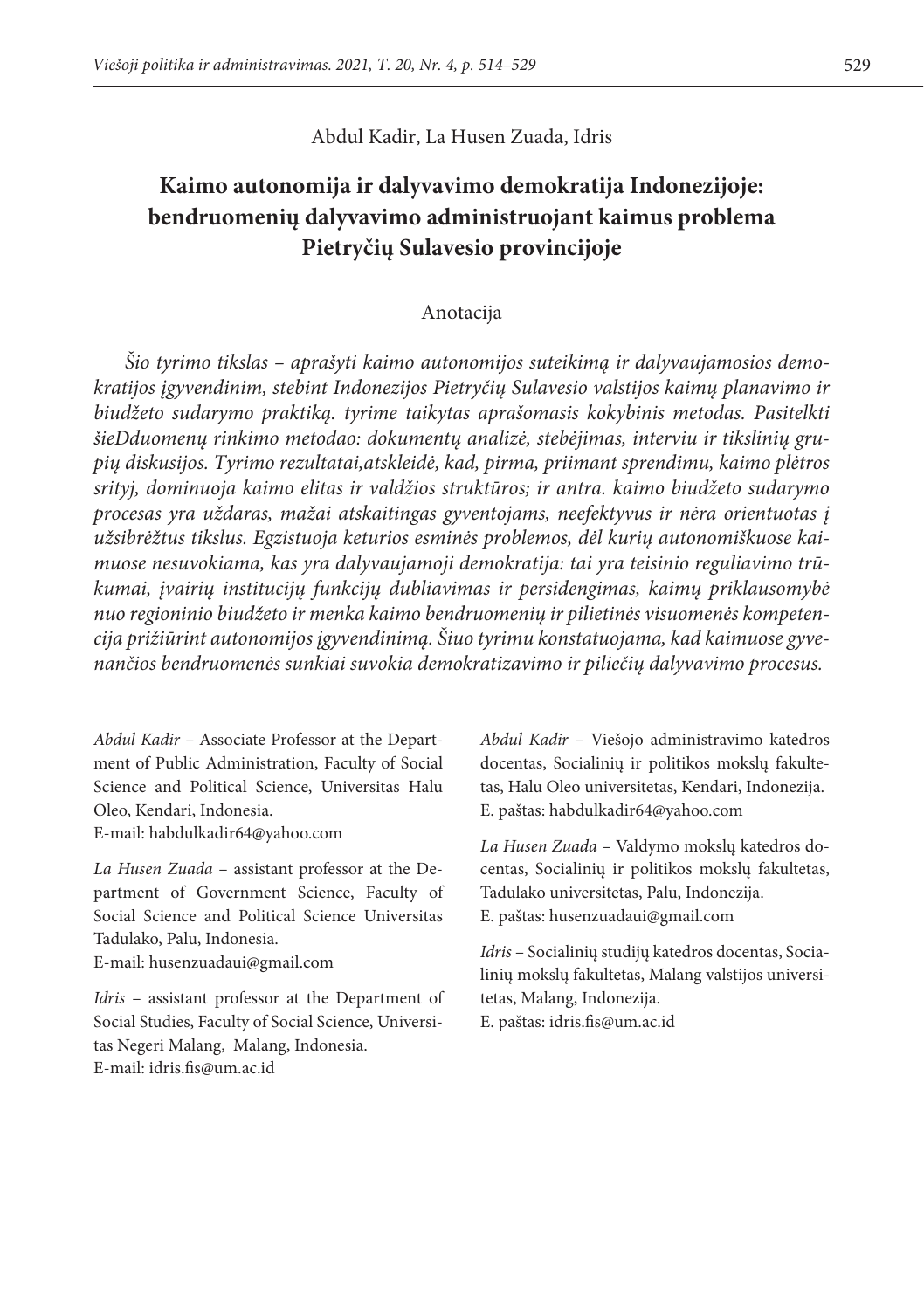Abdul Kadir, La Husen Zuada, Idris

# Kaimo autonomija ir dalyvavimo demokratija Indonezijoje: bendruomenių dalyvavimo administruojant kaimus problema Pietryčių Sulavesio provincijoje

## Anotacija

*Šio tyrimo tikslas – aprašyti kaimo autonomijos suteikimą ir dalyvaujamosios demokratijos įgyvendinim, stebint Indonezijos Pietryčių Sulavesio valstijos kaimų planavimo ir biudžeto sudarymo praktiką. tyrime taikytas aprašomasis kokybinis metodas. Pasitelkti šieDduomenų rinkimo metodao: dokumentų analizė, stebėjimas, interviu ir tikslinių grupių diskusijos. Tyrimo rezultatai,atskleidė, kad, pirma, priimant sprendimu, kaimo plėtros srityj, dominuoja kaimo elitas ir valdžios struktūros; ir antra. kaimo biudžeto sudarymo procesas yra uždaras, mažai atskaitingas gyventojams, neefektyvus ir nėra orientuotas į užsibrėžtus tikslus. Egzistuoja keturios esminės problemos, dėl kurių autonomiškuose kaimuose nesuvokiama, kas yra dalyvaujamoji demokratija: tai yra teisinio reguliavimo trūkumai, įvairių institucijų funkcijų dubliavimas ir persidengimas, kaimų priklausomybė nuo regioninio biudžeto ir menka kaimo bendruomenių ir pilietinės visuomenės kompetencija prižiūrint autonomijos įgyvendinimą. Šiuo tyrimu konstatuojama, kad kaimuose gyvenančios bendruomenės sunkiai suvokia demokratizavimo ir piliečių dalyvavimo procesus.*

*Abdul Kadir* – Associate Professor at the Department of Public Administration, Faculty of Social Science and Political Science, Universitas Halu Oleo, Kendari, Indonesia.
E-mail: habdulkadir64@yahoo.com

*La Husen Zuada* – assistant professor at the Department of Government Science, Faculty of Social Science and Political Science Universitas Tadulako, Palu, Indonesia.
E-mail: husenzuadaui@gmail.com

*Idris* – assistant professor at the Department of Social Studies, Faculty of Social Science, Universitas Negeri Malang, Malang, Indonesia.
E-mail: idris.fis@um.ac.id

*Abdul Kadir* – Viešojo administravimo katedros docentas, Socialinių ir politikos mokslų fakultetas, Halu Oleo universitetas, Kendari, Indonezija.
E. paštas: habdulkadir64@yahoo.com

*La Husen Zuada* – Valdymo mokslų katedros docentas, Socialinių ir politikos mokslų fakultetas, Tadulako universitetas, Palu, Indonezija.
E. paštas: husenzuadaui@gmail.com

*Idris* – Socialinių studijų katedros docentas, Socialinių mokslų fakultetas, Malang valstijos universitetas, Malang, Indonezija.
E. paštas: idris.fis@um.ac.id